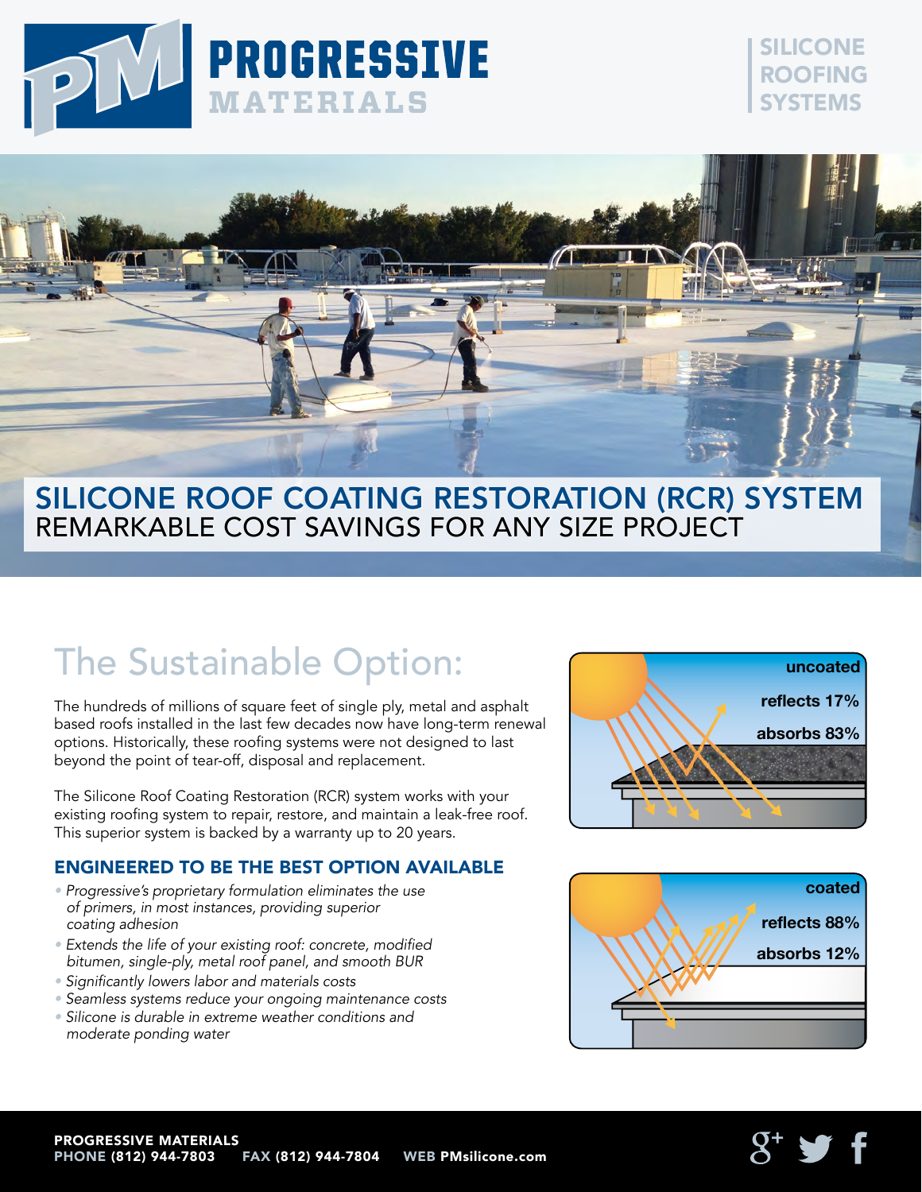# PROGRESSIVE MATERIALS

SILICONE ROOFING SYSTEMS

## SILICONE ROOF COATING RESTORATION (RCR) SYSTEM

REMARKABLE COST SAVINGS FOR ANY SIZE PROJECT

## The Sustainable Option:

The hundreds of millions of square feet of single ply, metal and asphalt based roofs installed in the last few decades now have long-term renewal options. Historically, these roofing systems were not designed to last beyond the point of tear-off, disposal and replacement.

The Silicone Roof Coating Restoration (RCR) system works with your existing roofing system to repair, restore, and maintain a leak-free roof. This superior system is backed by a warranty up to 20 years.

uncoated
reflects 17%
absorbs 83%

coated
reflects 88%
absorbs 12%

### ENGINEERED TO BE THE BEST OPTION AVAILABLE

- *Progressive's proprietary formulation eliminates the use of primers, in most instances, providing superior coating adhesion*
- *Extends the life of your existing roof: concrete, modified bitumen, single-ply, metal roof panel, and smooth BUR*
- *Significantly lowers labor and materials costs*
- *Seamless systems reduce your ongoing maintenance costs*
- *Silicone is durable in extreme weather conditions and moderate ponding water*

**PROGRESSIVE MATERIALS**
**PHONE (812) 944-7803 FAX (812) 944-7804 WEB PMsilicone.com**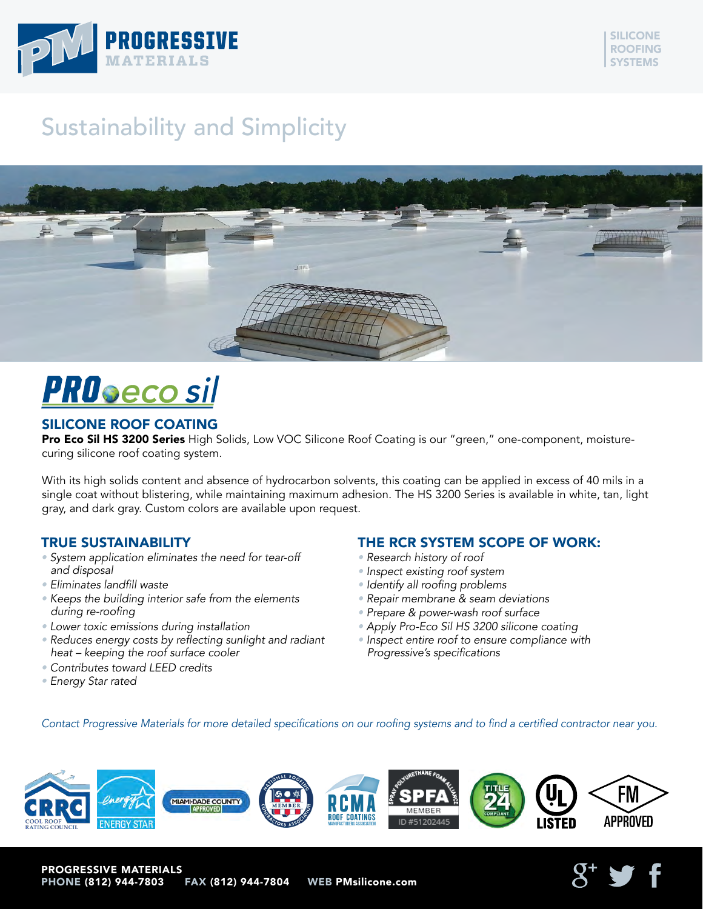# Sustainability and Simplicity

## PRO eco sil

### SILICONE ROOF COATING

**Pro Eco Sil HS 3200 Series** High Solids, Low VOC Silicone Roof Coating is our "green," one-component, moisture-curing silicone roof coating system.

With its high solids content and absence of hydrocarbon solvents, this coating can be applied in excess of 40 mils in a single coat without blistering, while maintaining maximum adhesion. The HS 3200 Series is available in white, tan, light gray, and dark gray. Custom colors are available upon request.

### TRUE SUSTAINABILITY

- *System application eliminates the need for tear-off and disposal*
- *Eliminates landfill waste*
- *Keeps the building interior safe from the elements during re-roofing*
- *Lower toxic emissions during installation*
- *Reduces energy costs by reflecting sunlight and radiant heat – keeping the roof surface cooler*
- *Contributes toward LEED credits*
- *Energy Star rated*

### THE RCR SYSTEM SCOPE OF WORK:

- *Research history of roof*
- *Inspect existing roof system*
- *Identify all roofing problems*
- *Repair membrane & seam deviations*
- *Prepare & power-wash roof surface*
- *Apply Pro-Eco Sil HS 3200 silicone coating*
- *Inspect entire roof to ensure compliance with Progressive's specifications*

*Contact Progressive Materials for more detailed specifications on our roofing systems and to find a certified contractor near you.*

**PROGRESSIVE MATERIALS**
**PHONE** (812) 944-7803 **FAX** (812) 944-7804 **WEB** PMsilicone.com